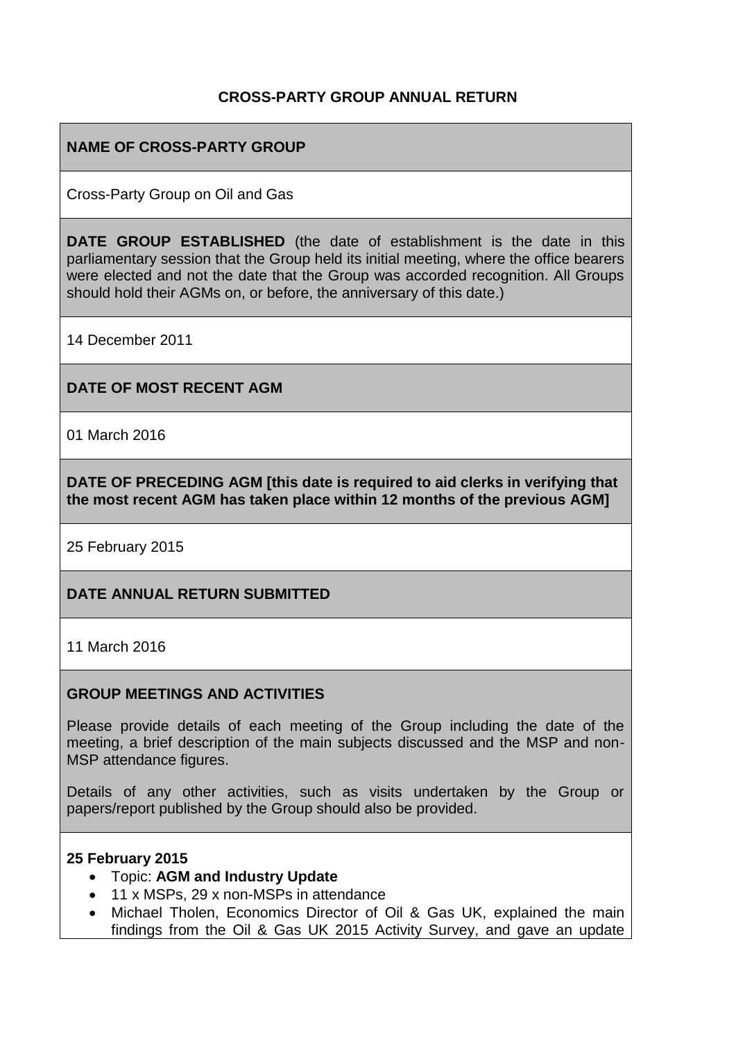# CROSS-PARTY GROUP ANNUAL RETURN

**NAME OF CROSS-PARTY GROUP**

Cross-Party Group on Oil and Gas

**DATE GROUP ESTABLISHED** (the date of establishment is the date in this parliamentary session that the Group held its initial meeting, where the office bearers were elected and not the date that the Group was accorded recognition. All Groups should hold their AGMs on, or before, the anniversary of this date.)

14 December 2011

**DATE OF MOST RECENT AGM**

01 March 2016

**DATE OF PRECEDING AGM [this date is required to aid clerks in verifying that the most recent AGM has taken place within 12 months of the previous AGM]**

25 February 2015

**DATE ANNUAL RETURN SUBMITTED**

11 March 2016

**GROUP MEETINGS AND ACTIVITIES**

Please provide details of each meeting of the Group including the date of the meeting, a brief description of the main subjects discussed and the MSP and non-MSP attendance figures.

Details of any other activities, such as visits undertaken by the Group or papers/report published by the Group should also be provided.

**25 February 2015**

- Topic: **AGM and Industry Update**
- 11 x MSPs, 29 x non-MSPs in attendance
- Michael Tholen, Economics Director of Oil & Gas UK, explained the main findings from the Oil & Gas UK 2015 Activity Survey, and gave an update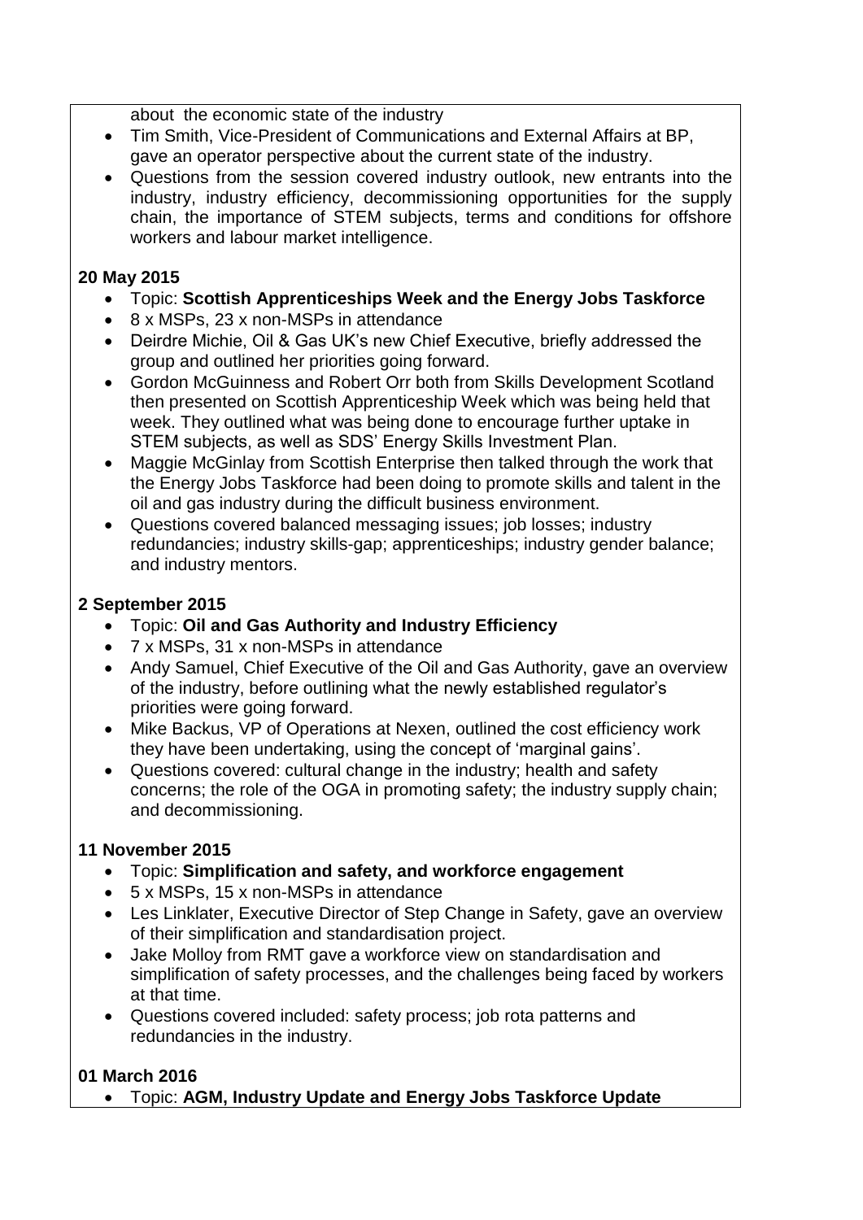about the economic state of the industry

- Tim Smith, Vice-President of Communications and External Affairs at BP, gave an operator perspective about the current state of the industry.
- Questions from the session covered industry outlook, new entrants into the industry, industry efficiency, decommissioning opportunities for the supply chain, the importance of STEM subjects, terms and conditions for offshore workers and labour market intelligence.

**20 May 2015**

- Topic: **Scottish Apprenticeships Week and the Energy Jobs Taskforce**
- 8 x MSPs, 23 x non-MSPs in attendance
- Deirdre Michie, Oil & Gas UK's new Chief Executive, briefly addressed the group and outlined her priorities going forward.
- Gordon McGuinness and Robert Orr both from Skills Development Scotland then presented on Scottish Apprenticeship Week which was being held that week. They outlined what was being done to encourage further uptake in STEM subjects, as well as SDS' Energy Skills Investment Plan.
- Maggie McGinlay from Scottish Enterprise then talked through the work that the Energy Jobs Taskforce had been doing to promote skills and talent in the oil and gas industry during the difficult business environment.
- Questions covered balanced messaging issues; job losses; industry redundancies; industry skills-gap; apprenticeships; industry gender balance; and industry mentors.

**2 September 2015**

- Topic: **Oil and Gas Authority and Industry Efficiency**
- 7 x MSPs, 31 x non-MSPs in attendance
- Andy Samuel, Chief Executive of the Oil and Gas Authority, gave an overview of the industry, before outlining what the newly established regulator's priorities were going forward.
- Mike Backus, VP of Operations at Nexen, outlined the cost efficiency work they have been undertaking, using the concept of 'marginal gains'.
- Questions covered: cultural change in the industry; health and safety concerns; the role of the OGA in promoting safety; the industry supply chain; and decommissioning.

**11 November 2015**

- Topic: **Simplification and safety, and workforce engagement**
- 5 x MSPs, 15 x non-MSPs in attendance
- Les Linklater, Executive Director of Step Change in Safety, gave an overview of their simplification and standardisation project.
- Jake Molloy from RMT gave a workforce view on standardisation and simplification of safety processes, and the challenges being faced by workers at that time.
- Questions covered included: safety process; job rota patterns and redundancies in the industry.

**01 March 2016**

- Topic: **AGM, Industry Update and Energy Jobs Taskforce Update**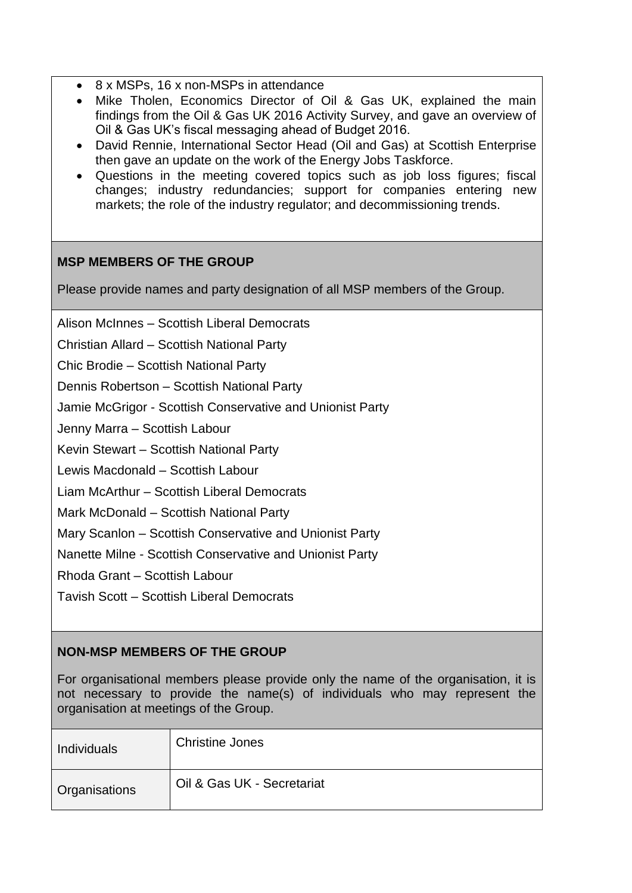- 8 x MSPs, 16 x non-MSPs in attendance
- Mike Tholen, Economics Director of Oil & Gas UK, explained the main findings from the Oil & Gas UK 2016 Activity Survey, and gave an overview of Oil & Gas UK's fiscal messaging ahead of Budget 2016.
- David Rennie, International Sector Head (Oil and Gas) at Scottish Enterprise then gave an update on the work of the Energy Jobs Taskforce.
- Questions in the meeting covered topics such as job loss figures; fiscal changes; industry redundancies; support for companies entering new markets; the role of the industry regulator; and decommissioning trends.

**MSP MEMBERS OF THE GROUP**

Please provide names and party designation of all MSP members of the Group.

Alison McInnes – Scottish Liberal Democrats

Christian Allard – Scottish National Party

Chic Brodie – Scottish National Party

Dennis Robertson – Scottish National Party

Jamie McGrigor - Scottish Conservative and Unionist Party

Jenny Marra – Scottish Labour

Kevin Stewart – Scottish National Party

Lewis Macdonald – Scottish Labour

Liam McArthur – Scottish Liberal Democrats

Mark McDonald – Scottish National Party

Mary Scanlon – Scottish Conservative and Unionist Party

Nanette Milne - Scottish Conservative and Unionist Party

Rhoda Grant – Scottish Labour

Tavish Scott – Scottish Liberal Democrats

**NON-MSP MEMBERS OF THE GROUP**

For organisational members please provide only the name of the organisation, it is not necessary to provide the name(s) of individuals who may represent the organisation at meetings of the Group.

| | |
|---|---|
| Individuals | Christine Jones |
| Organisations | Oil & Gas UK - Secretariat |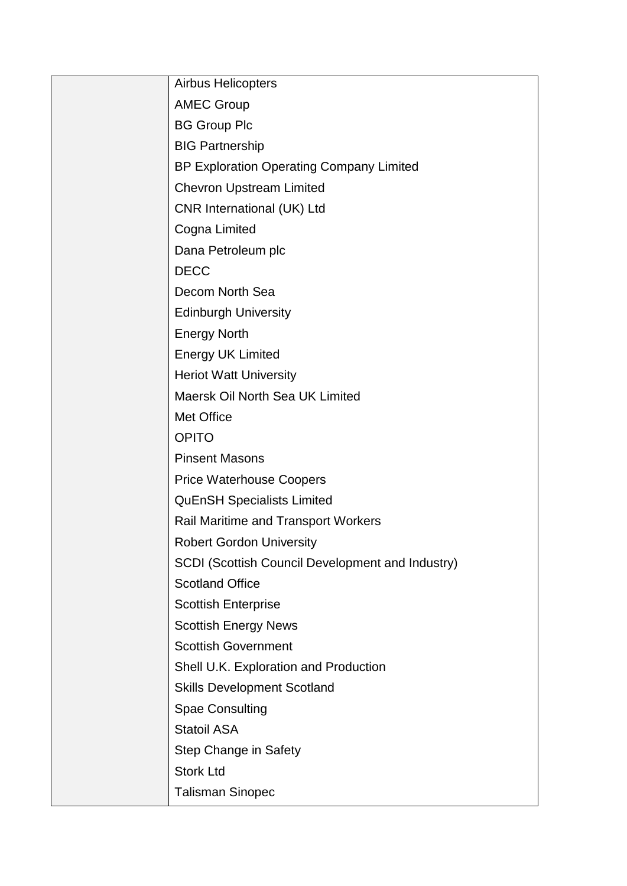| | |
|---|---|
| | Airbus Helicopters<br>AMEC Group<br>BG Group Plc<br>BIG Partnership<br>BP Exploration Operating Company Limited<br>Chevron Upstream Limited<br>CNR International (UK) Ltd<br>Cogna Limited<br>Dana Petroleum plc<br>DECC<br>Decom North Sea<br>Edinburgh University<br>Energy North<br>Energy UK Limited<br>Heriot Watt University<br>Maersk Oil North Sea UK Limited<br>Met Office<br>OPITO<br>Pinsent Masons<br>Price Waterhouse Coopers<br>QuEnSH Specialists Limited<br>Rail Maritime and Transport Workers<br>Robert Gordon University<br>SCDI (Scottish Council Development and Industry)<br>Scotland Office<br>Scottish Enterprise<br>Scottish Energy News<br>Scottish Government<br>Shell U.K. Exploration and Production<br>Skills Development Scotland<br>Spae Consulting<br>Statoil ASA<br>Step Change in Safety<br>Stork Ltd<br>Talisman Sinopec |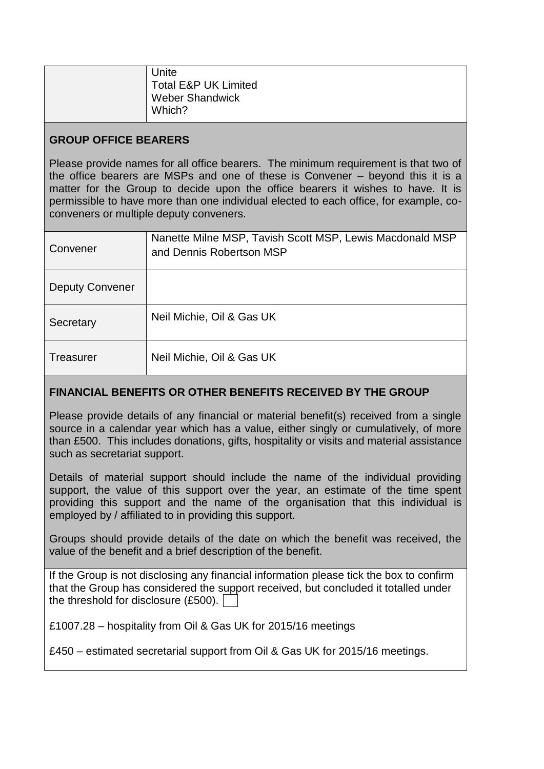| | |
|---|---|
| | Unite<br>Total E&P UK Limited<br>Weber Shandwick<br>Which? |

## GROUP OFFICE BEARERS

Please provide names for all office bearers. The minimum requirement is that two of the office bearers are MSPs and one of these is Convener – beyond this it is a matter for the Group to decide upon the office bearers it wishes to have. It is permissible to have more than one individual elected to each office, for example, co-conveners or multiple deputy conveners.

| | |
|---|---|
| Convener | Nanette Milne MSP, Tavish Scott MSP, Lewis Macdonald MSP and Dennis Robertson MSP |
| Deputy Convener | |
| Secretary | Neil Michie, Oil & Gas UK |
| Treasurer | Neil Michie, Oil & Gas UK |

## FINANCIAL BENEFITS OR OTHER BENEFITS RECEIVED BY THE GROUP

Please provide details of any financial or material benefit(s) received from a single source in a calendar year which has a value, either singly or cumulatively, of more than £500. This includes donations, gifts, hospitality or visits and material assistance such as secretariat support.

Details of material support should include the name of the individual providing support, the value of this support over the year, an estimate of the time spent providing this support and the name of the organisation that this individual is employed by / affiliated to in providing this support.

Groups should provide details of the date on which the benefit was received, the value of the benefit and a brief description of the benefit.

If the Group is not disclosing any financial information please tick the box to confirm that the Group has considered the support received, but concluded it totalled under the threshold for disclosure (£500). ☐

£1007.28 – hospitality from Oil & Gas UK for 2015/16 meetings

£450 – estimated secretarial support from Oil & Gas UK for 2015/16 meetings.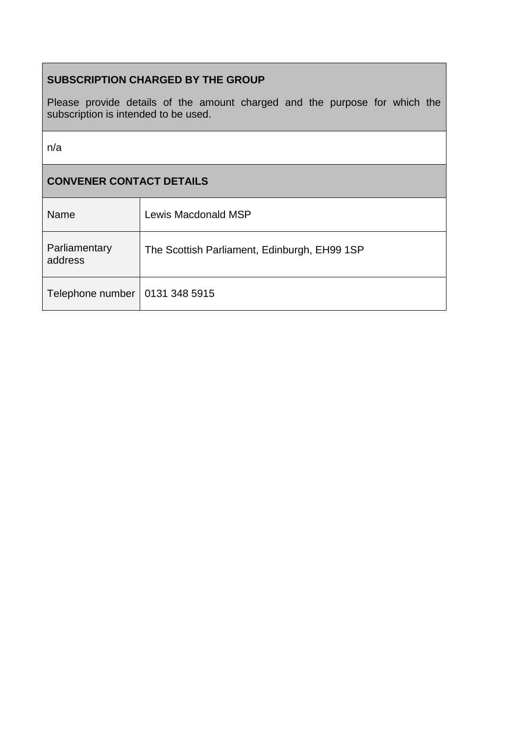| **SUBSCRIPTION CHARGED BY THE GROUP** |
| --- |
| Please provide details of the amount charged and the purpose for which the subscription is intended to be used. |
| n/a |

| **CONVENER CONTACT DETAILS** | |
| --- | --- |
| Name | Lewis Macdonald MSP |
| Parliamentary address | The Scottish Parliament, Edinburgh, EH99 1SP |
| Telephone number | 0131 348 5915 |